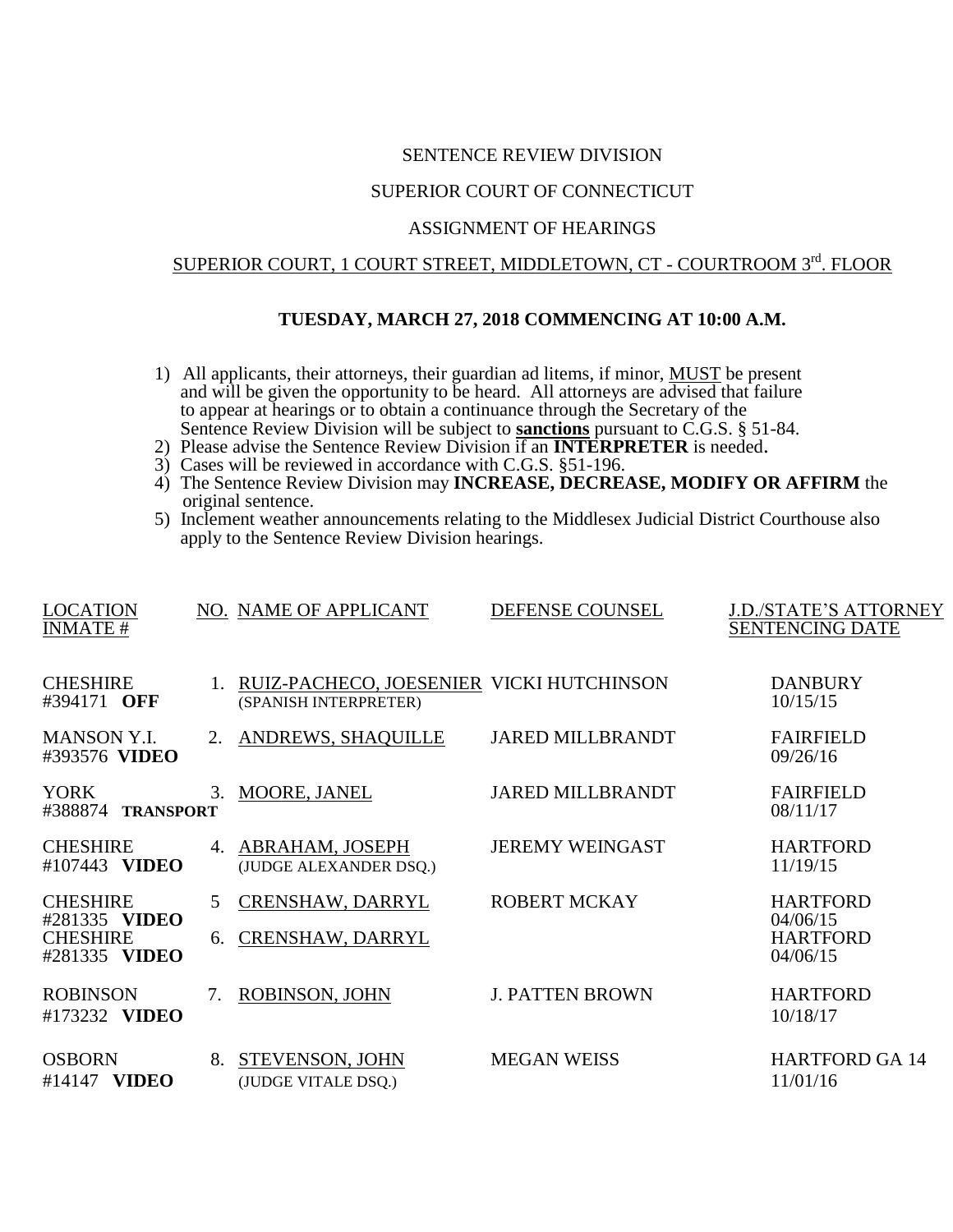SENTENCE REVIEW DIVISION

SUPERIOR COURT OF CONNECTICUT

ASSIGNMENT OF HEARINGS

SUPERIOR COURT, 1 COURT STREET, MIDDLETOWN, CT - COURTROOM 3rd. FLOOR

**TUESDAY, MARCH 27, 2018 COMMENCING AT 10:00 A.M.**

1) All applicants, their attorneys, their guardian ad litems, if minor, MUST be present and will be given the opportunity to be heard. All attorneys are advised that failure to appear at hearings or to obtain a continuance through the Secretary of the Sentence Review Division will be subject to **sanctions** pursuant to C.G.S. § 51-84.
2) Please advise the Sentence Review Division if an **INTERPRETER** is needed.
3) Cases will be reviewed in accordance with C.G.S. §51-196.
4) The Sentence Review Division may **INCREASE, DECREASE, MODIFY OR AFFIRM** the original sentence.
5) Inclement weather announcements relating to the Middlesex Judicial District Courthouse also apply to the Sentence Review Division hearings.

| LOCATION INMATE # | NO. | NAME OF APPLICANT | DEFENSE COUNSEL | J.D./STATE'S ATTORNEY SENTENCING DATE |
|---|---|---|---|---|
| CHESHIRE #394171 **OFF** | 1. | RUIZ-PACHECO, JOESENIER (SPANISH INTERPRETER) | VICKI HUTCHINSON | DANBURY 10/15/15 |
| MANSON Y.I. #393576 **VIDEO** | 2. | ANDREWS, SHAQUILLE | JARED MILLBRANDT | FAIRFIELD 09/26/16 |
| YORK #388874 **TRANSPORT** | 3. | MOORE, JANEL | JARED MILLBRANDT | FAIRFIELD 08/11/17 |
| CHESHIRE #107443 **VIDEO** | 4. | ABRAHAM, JOSEPH (JUDGE ALEXANDER DSQ.) | JEREMY WEINGAST | HARTFORD 11/19/15 |
| CHESHIRE #281335 **VIDEO** | 5 | CRENSHAW, DARRYL | ROBERT MCKAY | HARTFORD 04/06/15 |
| CHESHIRE #281335 **VIDEO** | 6. | CRENSHAW, DARRYL | | HARTFORD 04/06/15 |
| ROBINSON #173232 **VIDEO** | 7. | ROBINSON, JOHN | J. PATTEN BROWN | HARTFORD 10/18/17 |
| OSBORN #14147 **VIDEO** | 8. | STEVENSON, JOHN (JUDGE VITALE DSQ.) | MEGAN WEISS | HARTFORD GA 14 11/01/16 |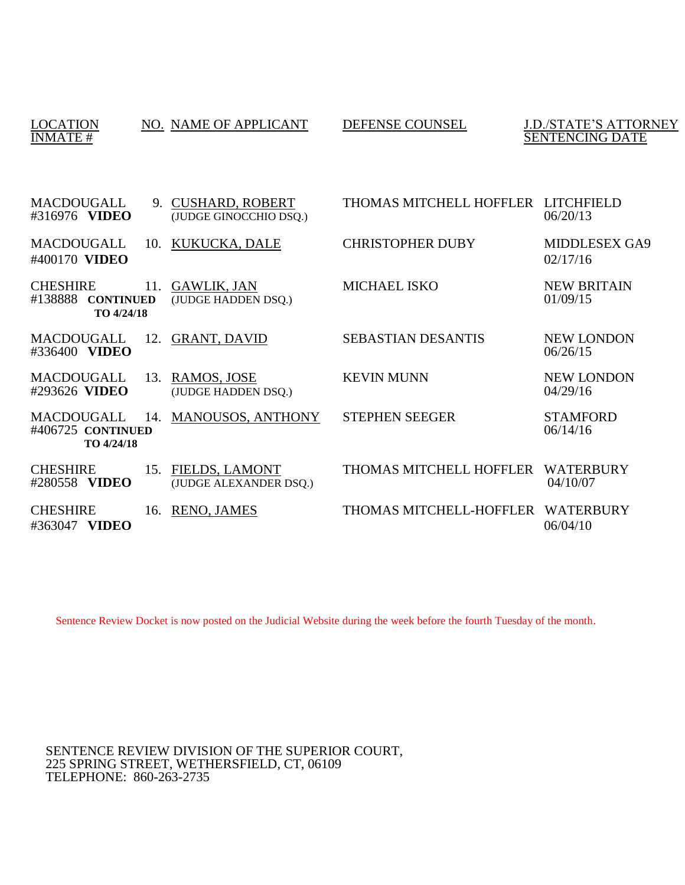| LOCATION INMATE # | NO. | NAME OF APPLICANT | DEFENSE COUNSEL | J.D./STATE'S ATTORNEY SENTENCING DATE |
|---|---|---|---|---|
| MACDOUGALL #316976 **VIDEO** | 9. | CUSHARD, ROBERT (JUDGE GINOCCHIO DSQ.) | THOMAS MITCHELL HOFFLER | LITCHFIELD 06/20/13 |
| MACDOUGALL #400170 **VIDEO** | 10. | KUKUCKA, DALE | CHRISTOPHER DUBY | MIDDLESEX GA9 02/17/16 |
| CHESHIRE #138888 **CONTINUED TO 4/24/18** | 11. | GAWLIK, JAN (JUDGE HADDEN DSQ.) | MICHAEL ISKO | NEW BRITAIN 01/09/15 |
| MACDOUGALL #336400 **VIDEO** | 12. | GRANT, DAVID | SEBASTIAN DESANTIS | NEW LONDON 06/26/15 |
| MACDOUGALL #293626 **VIDEO** | 13. | RAMOS, JOSE (JUDGE HADDEN DSQ.) | KEVIN MUNN | NEW LONDON 04/29/16 |
| MACDOUGALL #406725 **CONTINUED TO 4/24/18** | 14. | MANOUSOS, ANTHONY | STEPHEN SEEGER | STAMFORD 06/14/16 |
| CHESHIRE #280558 **VIDEO** | 15. | FIELDS, LAMONT (JUDGE ALEXANDER DSQ.) | THOMAS MITCHELL HOFFLER | WATERBURY 04/10/07 |
| CHESHIRE #363047 **VIDEO** | 16. | RENO, JAMES | THOMAS MITCHELL-HOFFLER | WATERBURY 06/04/10 |

Sentence Review Docket is now posted on the Judicial Website during the week before the fourth Tuesday of the month.

SENTENCE REVIEW DIVISION OF THE SUPERIOR COURT,
225 SPRING STREET, WETHERSFIELD, CT, 06109
TELEPHONE: 860-263-2735